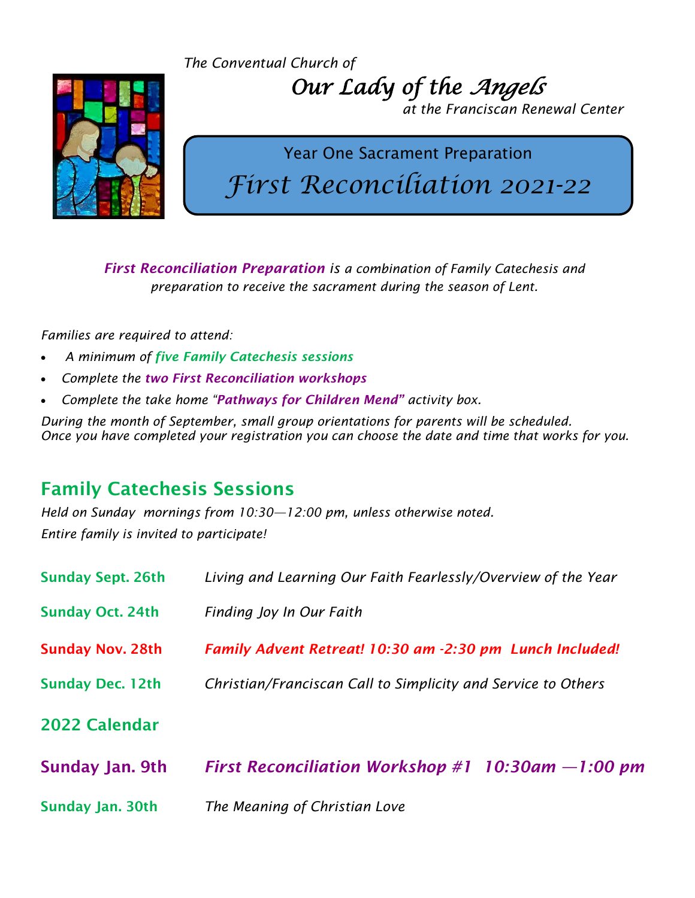*The Conventual Church of*

# *Our Lady of the Angels*

*at the Franciscan Renewal Center*

## Year One Sacrament Preparation

# *First Reconciliation 2021-22*

***First Reconciliation Preparation*** *is a combination of Family Catechesis and preparation to receive the sacrament during the season of Lent.*

*Families are required to attend:*

- *A minimum of* ***five Family Catechesis sessions***
- *Complete the* ***two First Reconciliation workshops***
- *Complete the take home "****Pathways for Children Mend"*** *activity box.*

*During the month of September, small group orientations for parents will be scheduled.*
*Once you have completed your registration you can choose the date and time that works for you.*

## Family Catechesis Sessions

*Held on Sunday mornings from 10:30—12:00 pm, unless otherwise noted.*
*Entire family is invited to participate!*

**Sunday Sept. 26th** — *Living and Learning Our Faith Fearlessly/Overview of the Year*

**Sunday Oct. 24th** — *Finding Joy In Our Faith*

**Sunday Nov. 28th** — ***Family Advent Retreat! 10:30 am -2:30 pm Lunch Included!***

**Sunday Dec. 12th** — *Christian/Franciscan Call to Simplicity and Service to Others*

### 2022 Calendar

**Sunday Jan. 9th** — ***First Reconciliation Workshop #1 10:30am —1:00 pm***

**Sunday Jan. 30th** — *The Meaning of Christian Love*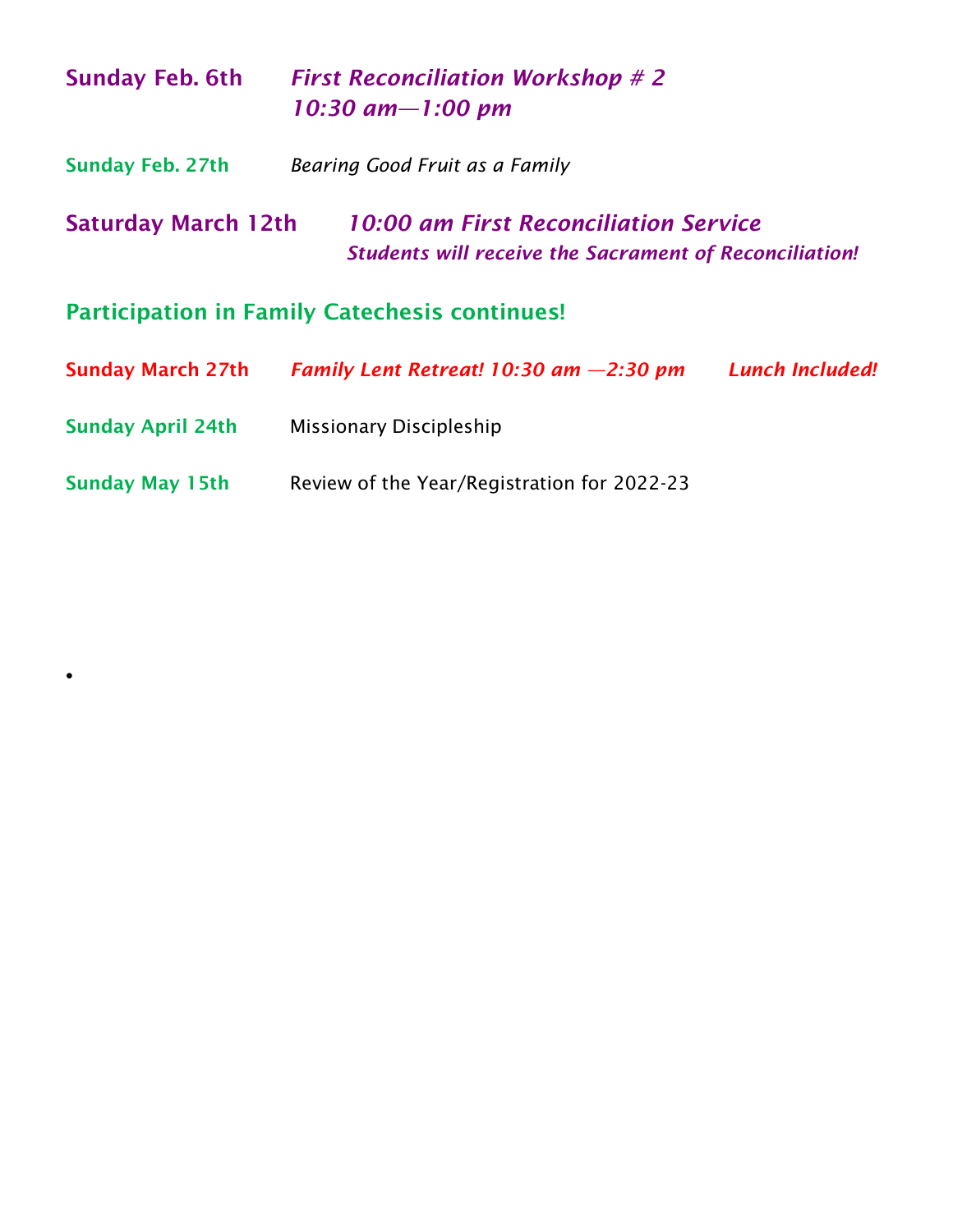**Sunday Feb. 6th** *First Reconciliation Workshop # 2*
*10:30 am—1:00 pm*

**Sunday Feb. 27th** *Bearing Good Fruit as a Family*

**Saturday March 12th** *10:00 am First Reconciliation Service*
***Students will receive the Sacrament of Reconciliation!***

**Participation in Family Catechesis continues!**

**Sunday March 27th** ***Family Lent Retreat! 10:30 am —2:30 pm*** ***Lunch Included!***

**Sunday April 24th** Missionary Discipleship

**Sunday May 15th** Review of the Year/Registration for 2022-23

•